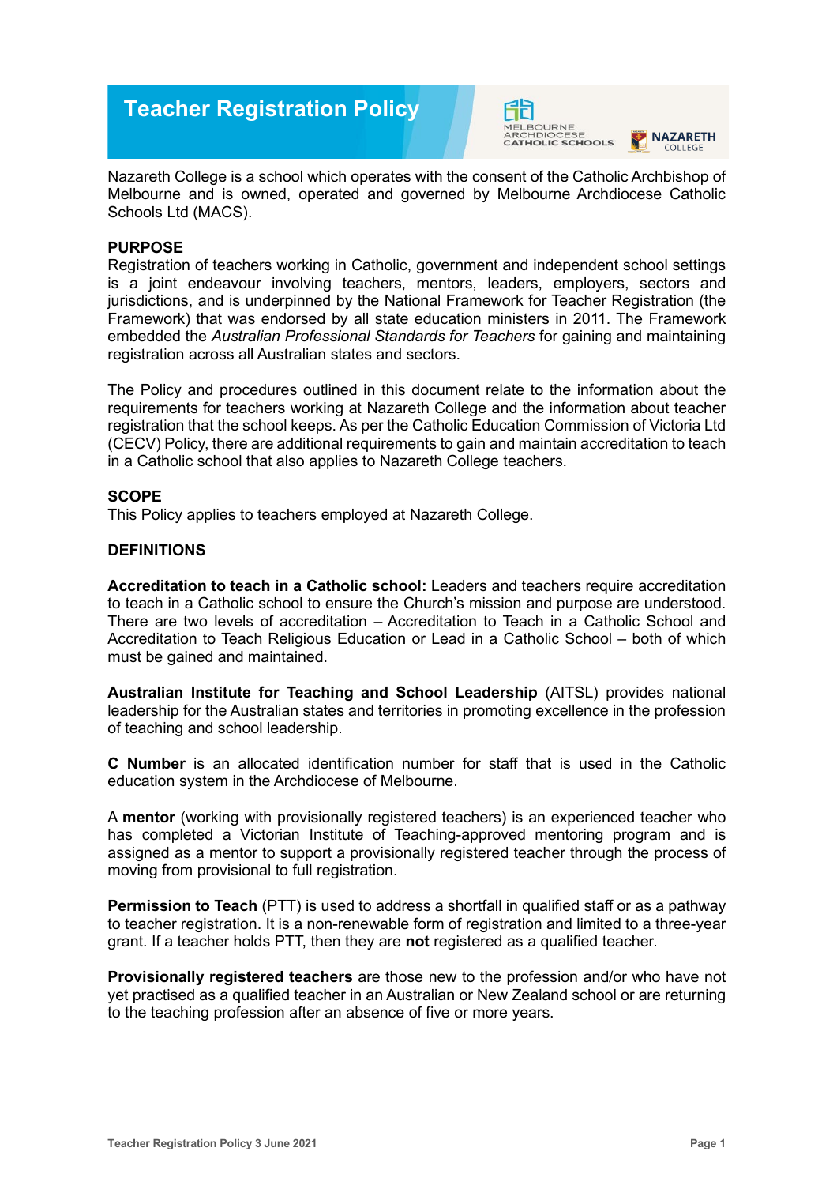# Teacher Registration Policy

Nazareth College is a school which operates with the consent of the Catholic Archbishop of Melbourne and is owned, operated and governed by Melbourne Archdiocese Catholic Schools Ltd (MACS).

## PURPOSE

Registration of teachers working in Catholic, government and independent school settings is a joint endeavour involving teachers, mentors, leaders, employers, sectors and jurisdictions, and is underpinned by the National Framework for Teacher Registration (the Framework) that was endorsed by all state education ministers in 2011. The Framework embedded the *Australian Professional Standards for Teachers* for gaining and maintaining registration across all Australian states and sectors.

The Policy and procedures outlined in this document relate to the information about the requirements for teachers working at Nazareth College and the information about teacher registration that the school keeps. As per the Catholic Education Commission of Victoria Ltd (CECV) Policy, there are additional requirements to gain and maintain accreditation to teach in a Catholic school that also applies to Nazareth College teachers.

## SCOPE

This Policy applies to teachers employed at Nazareth College.

## DEFINITIONS

**Accreditation to teach in a Catholic school:** Leaders and teachers require accreditation to teach in a Catholic school to ensure the Church's mission and purpose are understood. There are two levels of accreditation – Accreditation to Teach in a Catholic School and Accreditation to Teach Religious Education or Lead in a Catholic School – both of which must be gained and maintained.

**Australian Institute for Teaching and School Leadership** (AITSL) provides national leadership for the Australian states and territories in promoting excellence in the profession of teaching and school leadership.

**C Number** is an allocated identification number for staff that is used in the Catholic education system in the Archdiocese of Melbourne.

A **mentor** (working with provisionally registered teachers) is an experienced teacher who has completed a Victorian Institute of Teaching-approved mentoring program and is assigned as a mentor to support a provisionally registered teacher through the process of moving from provisional to full registration.

**Permission to Teach** (PTT) is used to address a shortfall in qualified staff or as a pathway to teacher registration. It is a non-renewable form of registration and limited to a three-year grant. If a teacher holds PTT, then they are **not** registered as a qualified teacher.

**Provisionally registered teachers** are those new to the profession and/or who have not yet practised as a qualified teacher in an Australian or New Zealand school or are returning to the teaching profession after an absence of five or more years.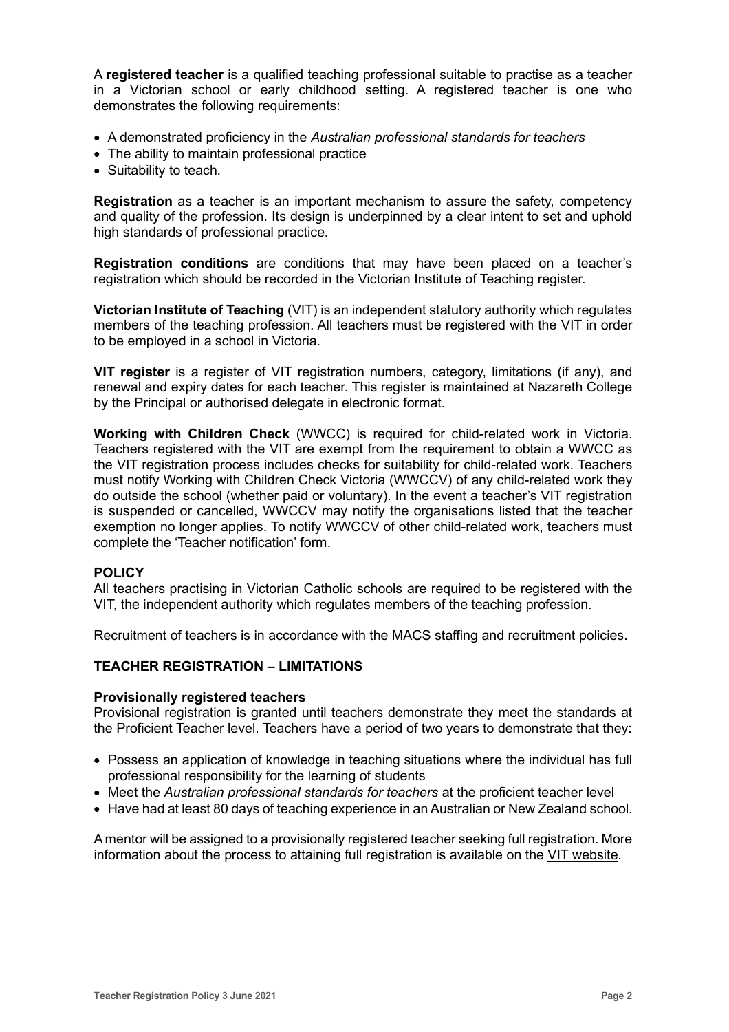A **registered teacher** is a qualified teaching professional suitable to practise as a teacher in a Victorian school or early childhood setting. A registered teacher is one who demonstrates the following requirements:

- A demonstrated proficiency in the *Australian professional standards for teachers*
- The ability to maintain professional practice
- Suitability to teach.

**Registration** as a teacher is an important mechanism to assure the safety, competency and quality of the profession. Its design is underpinned by a clear intent to set and uphold high standards of professional practice.

**Registration conditions** are conditions that may have been placed on a teacher's registration which should be recorded in the Victorian Institute of Teaching register.

**Victorian Institute of Teaching** (VIT) is an independent statutory authority which regulates members of the teaching profession. All teachers must be registered with the VIT in order to be employed in a school in Victoria.

**VIT register** is a register of VIT registration numbers, category, limitations (if any), and renewal and expiry dates for each teacher. This register is maintained at Nazareth College by the Principal or authorised delegate in electronic format.

**Working with Children Check** (WWCC) is required for child-related work in Victoria. Teachers registered with the VIT are exempt from the requirement to obtain a WWCC as the VIT registration process includes checks for suitability for child-related work. Teachers must notify Working with Children Check Victoria (WWCCV) of any child-related work they do outside the school (whether paid or voluntary). In the event a teacher's VIT registration is suspended or cancelled, WWCCV may notify the organisations listed that the teacher exemption no longer applies. To notify WWCCV of other child-related work, teachers must complete the 'Teacher notification' form.

## POLICY

All teachers practising in Victorian Catholic schools are required to be registered with the VIT, the independent authority which regulates members of the teaching profession.

Recruitment of teachers is in accordance with the MACS staffing and recruitment policies.

## TEACHER REGISTRATION – LIMITATIONS

### Provisionally registered teachers

Provisional registration is granted until teachers demonstrate they meet the standards at the Proficient Teacher level. Teachers have a period of two years to demonstrate that they:

- Possess an application of knowledge in teaching situations where the individual has full professional responsibility for the learning of students
- Meet the *Australian professional standards for teachers* at the proficient teacher level
- Have had at least 80 days of teaching experience in an Australian or New Zealand school.

A mentor will be assigned to a provisionally registered teacher seeking full registration. More information about the process to attaining full registration is available on the VIT website.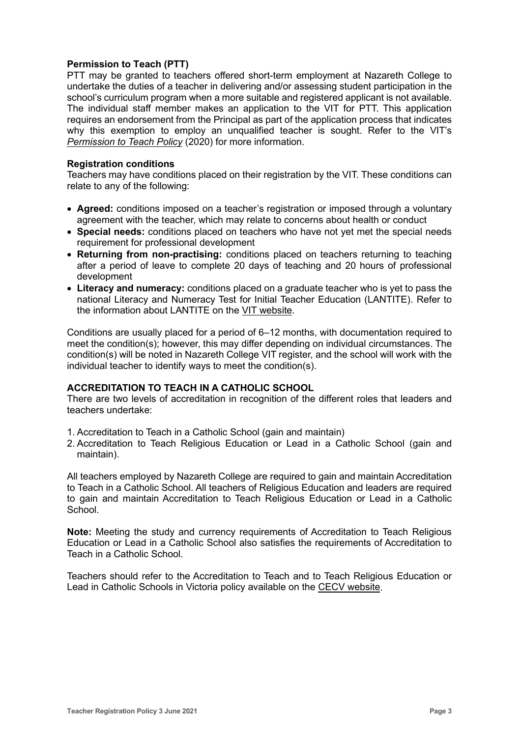**Permission to Teach (PTT)**

PTT may be granted to teachers offered short-term employment at Nazareth College to undertake the duties of a teacher in delivering and/or assessing student participation in the school's curriculum program when a more suitable and registered applicant is not available. The individual staff member makes an application to the VIT for PTT. This application requires an endorsement from the Principal as part of the application process that indicates why this exemption to employ an unqualified teacher is sought. Refer to the VIT's *Permission to Teach Policy* (2020) for more information.

**Registration conditions**

Teachers may have conditions placed on their registration by the VIT. These conditions can relate to any of the following:

- **Agreed:** conditions imposed on a teacher's registration or imposed through a voluntary agreement with the teacher, which may relate to concerns about health or conduct
- **Special needs:** conditions placed on teachers who have not yet met the special needs requirement for professional development
- **Returning from non-practising:** conditions placed on teachers returning to teaching after a period of leave to complete 20 days of teaching and 20 hours of professional development
- **Literacy and numeracy:** conditions placed on a graduate teacher who is yet to pass the national Literacy and Numeracy Test for Initial Teacher Education (LANTITE). Refer to the information about LANTITE on the VIT website.

Conditions are usually placed for a period of 6–12 months, with documentation required to meet the condition(s); however, this may differ depending on individual circumstances. The condition(s) will be noted in Nazareth College VIT register, and the school will work with the individual teacher to identify ways to meet the condition(s).

**ACCREDITATION TO TEACH IN A CATHOLIC SCHOOL**

There are two levels of accreditation in recognition of the different roles that leaders and teachers undertake:

1. Accreditation to Teach in a Catholic School (gain and maintain)
2. Accreditation to Teach Religious Education or Lead in a Catholic School (gain and maintain).

All teachers employed by Nazareth College are required to gain and maintain Accreditation to Teach in a Catholic School. All teachers of Religious Education and leaders are required to gain and maintain Accreditation to Teach Religious Education or Lead in a Catholic School.

**Note:** Meeting the study and currency requirements of Accreditation to Teach Religious Education or Lead in a Catholic School also satisfies the requirements of Accreditation to Teach in a Catholic School.

Teachers should refer to the Accreditation to Teach and to Teach Religious Education or Lead in Catholic Schools in Victoria policy available on the CECV website.